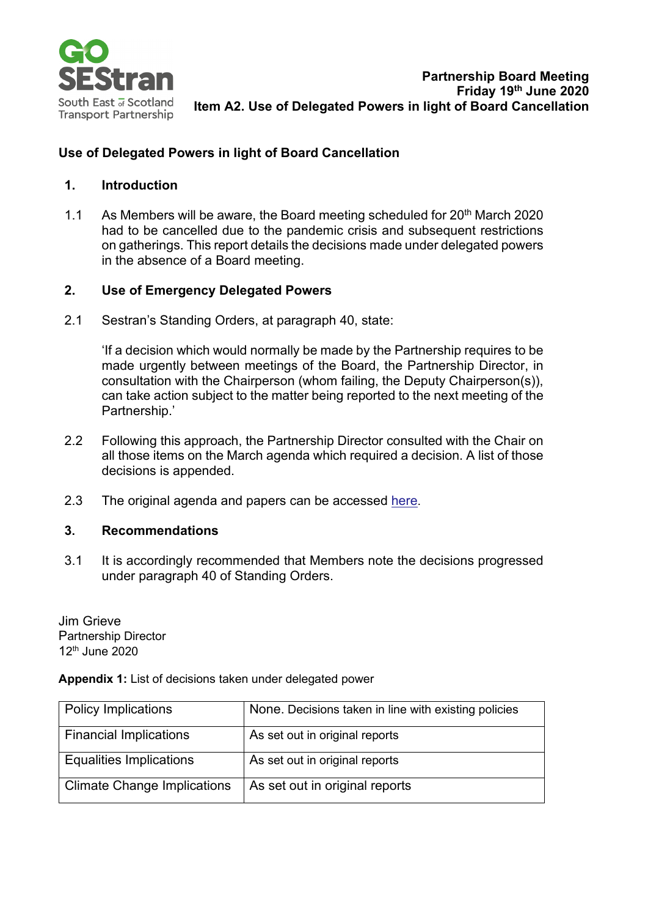**Partnership Board Meeting**
**Friday 19th June 2020**
**Item A2. Use of Delegated Powers in light of Board Cancellation**

## Use of Delegated Powers in light of Board Cancellation

### 1. Introduction

1.1 As Members will be aware, the Board meeting scheduled for 20th March 2020 had to be cancelled due to the pandemic crisis and subsequent restrictions on gatherings. This report details the decisions made under delegated powers in the absence of a Board meeting.

### 2. Use of Emergency Delegated Powers

2.1 Sestran's Standing Orders, at paragraph 40, state:

'If a decision which would normally be made by the Partnership requires to be made urgently between meetings of the Board, the Partnership Director, in consultation with the Chairperson (whom failing, the Deputy Chairperson(s)), can take action subject to the matter being reported to the next meeting of the Partnership.'

2.2 Following this approach, the Partnership Director consulted with the Chair on all those items on the March agenda which required a decision. A list of those decisions is appended.

2.3 The original agenda and papers can be accessed here.

### 3. Recommendations

3.1 It is accordingly recommended that Members note the decisions progressed under paragraph 40 of Standing Orders.

Jim Grieve
Partnership Director
12th June 2020

**Appendix 1:** List of decisions taken under delegated power

| Policy Implications | None. Decisions taken in line with existing policies |
|---|---|
| Financial Implications | As set out in original reports |
| Equalities Implications | As set out in original reports |
| Climate Change Implications | As set out in original reports |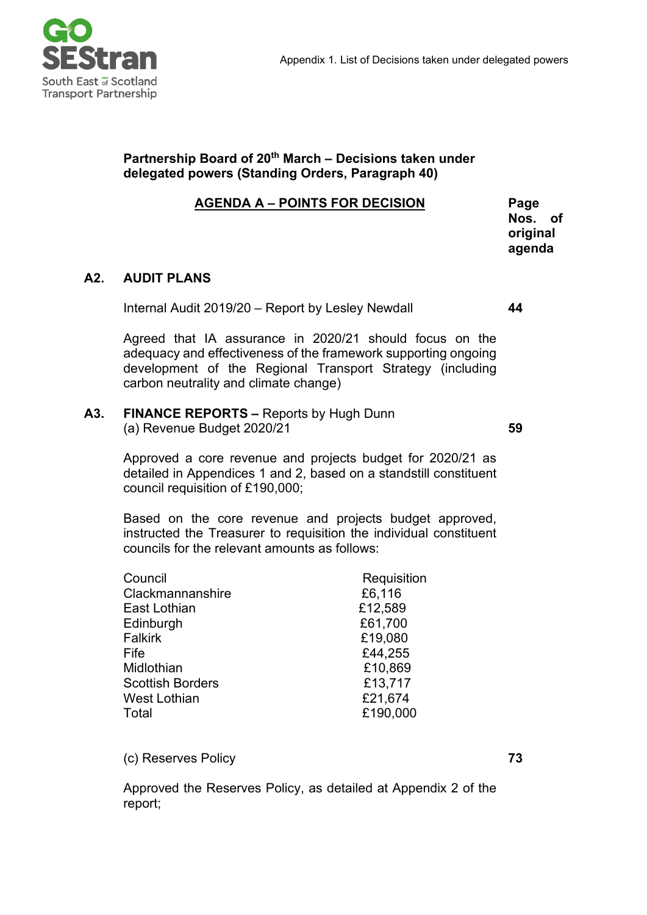Appendix 1. List of Decisions taken under delegated powers

**Partnership Board of 20th March – Decisions taken under delegated powers (Standing Orders, Paragraph 40)**

**AGENDA A – POINTS FOR DECISION** — **Page Nos. of original agenda**

## A2. AUDIT PLANS

Internal Audit 2019/20 – Report by Lesley Newdall — **44**

Agreed that IA assurance in 2020/21 should focus on the adequacy and effectiveness of the framework supporting ongoing development of the Regional Transport Strategy (including carbon neutrality and climate change)

## A3. FINANCE REPORTS – Reports by Hugh Dunn

(a) Revenue Budget 2020/21 — **59**

Approved a core revenue and projects budget for 2020/21 as detailed in Appendices 1 and 2, based on a standstill constituent council requisition of £190,000;

Based on the core revenue and projects budget approved, instructed the Treasurer to requisition the individual constituent councils for the relevant amounts as follows:

| Council | Requisition |
|---|---|
| Clackmannanshire | £6,116 |
| East Lothian | £12,589 |
| Edinburgh | £61,700 |
| Falkirk | £19,080 |
| Fife | £44,255 |
| Midlothian | £10,869 |
| Scottish Borders | £13,717 |
| West Lothian | £21,674 |
| Total | £190,000 |

(c) Reserves Policy — **73**

Approved the Reserves Policy, as detailed at Appendix 2 of the report;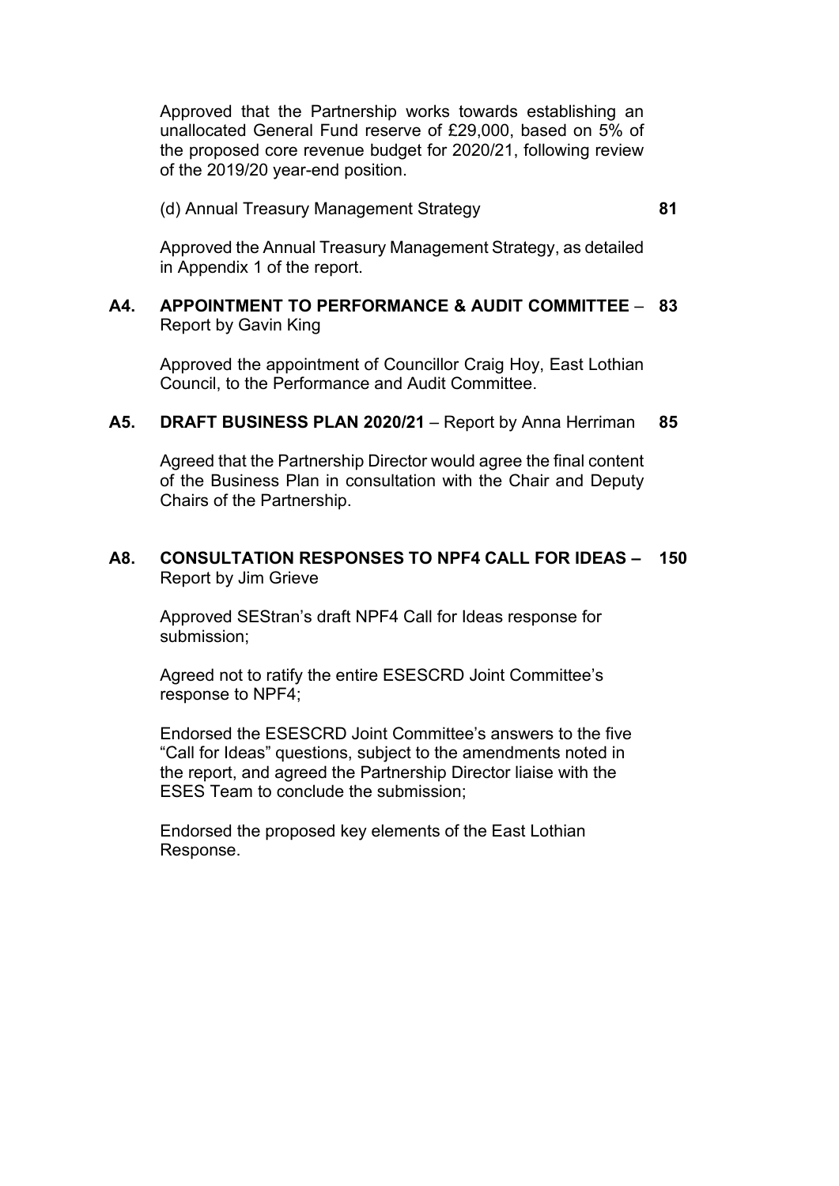Approved that the Partnership works towards establishing an unallocated General Fund reserve of £29,000, based on 5% of the proposed core revenue budget for 2020/21, following review of the 2019/20 year-end position.

(d) Annual Treasury Management Strategy **81**

Approved the Annual Treasury Management Strategy, as detailed in Appendix 1 of the report.

**A4. APPOINTMENT TO PERFORMANCE & AUDIT COMMITTEE** – Report by Gavin King **83**

Approved the appointment of Councillor Craig Hoy, East Lothian Council, to the Performance and Audit Committee.

**A5. DRAFT BUSINESS PLAN 2020/21** – Report by Anna Herriman **85**

Agreed that the Partnership Director would agree the final content of the Business Plan in consultation with the Chair and Deputy Chairs of the Partnership.

**A8. CONSULTATION RESPONSES TO NPF4 CALL FOR IDEAS –** Report by Jim Grieve **150**

Approved SEStran's draft NPF4 Call for Ideas response for submission;

Agreed not to ratify the entire ESESCRD Joint Committee's response to NPF4;

Endorsed the ESESCRD Joint Committee's answers to the five "Call for Ideas" questions, subject to the amendments noted in the report, and agreed the Partnership Director liaise with the ESES Team to conclude the submission;

Endorsed the proposed key elements of the East Lothian Response.